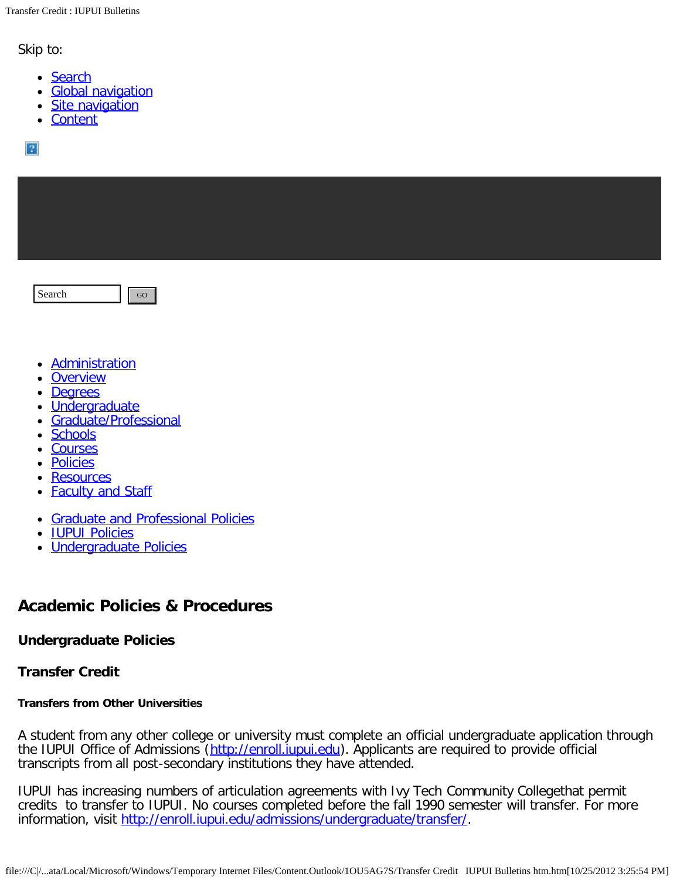Skip to:

- Search
- Global navigation
- Site navigation
- Content

Search GO

- Administration
- Overview
- Degrees
- Undergraduate
- Graduate/Professional
- Schools
- Courses
- Policies
- Resources
- Faculty and Staff

- Graduate and Professional Policies
- IUPUI Policies
- Undergraduate Policies

## Academic Policies & Procedures

### Undergraduate Policies

### Transfer Credit

#### Transfers from Other Universities

A student from any other college or university must complete an official undergraduate application through the IUPUI Office of Admissions (http://enroll.iupui.edu). Applicants are required to provide official transcripts from all post-secondary institutions they have attended.

IUPUI has increasing numbers of articulation agreements with Ivy Tech Community Collegethat permit credits to transfer to IUPUI. No courses completed before the fall 1990 semester will transfer. For more information, visit http://enroll.iupui.edu/admissions/undergraduate/transfer/.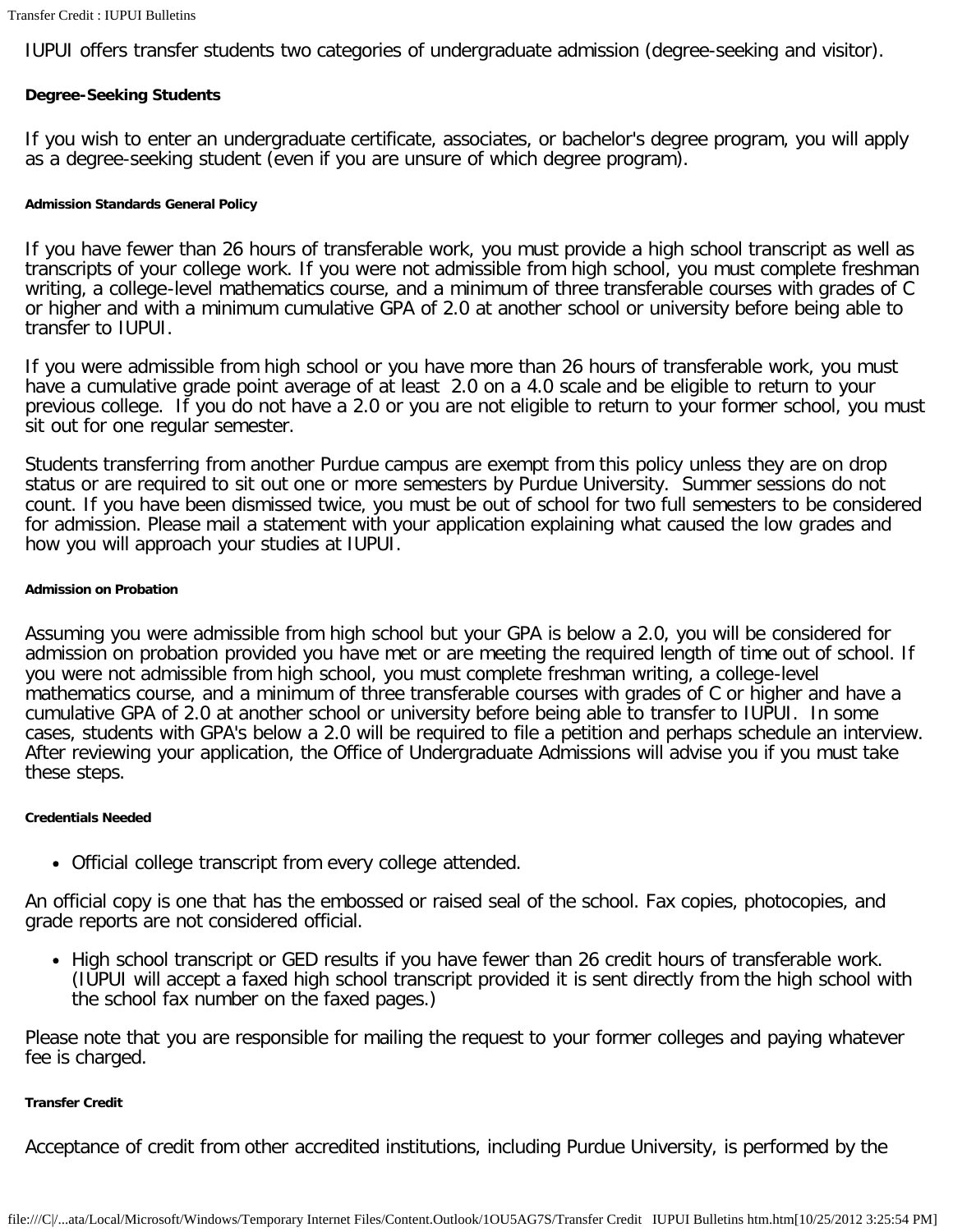IUPUI offers transfer students two categories of undergraduate admission (degree-seeking and visitor).

#### Degree-Seeking Students

If you wish to enter an undergraduate certificate, associates, or bachelor's degree program, you will apply as a degree-seeking student (even if you are unsure of which degree program).

##### Admission Standards General Policy

If you have fewer than 26 hours of transferable work, you must provide a high school transcript as well as transcripts of your college work. If you were not admissible from high school, you must complete freshman writing, a college-level mathematics course, and a minimum of three transferable courses with grades of C or higher and with a minimum cumulative GPA of 2.0 at another school or university before being able to transfer to IUPUI.

If you were admissible from high school or you have more than 26 hours of transferable work, you must have a cumulative grade point average of at least 2.0 on a 4.0 scale and be eligible to return to your previous college. If you do not have a 2.0 or you are not eligible to return to your former school, you must sit out for one regular semester.

Students transferring from another Purdue campus are exempt from this policy unless they are on drop status or are required to sit out one or more semesters by Purdue University. Summer sessions do not count. If you have been dismissed twice, you must be out of school for two full semesters to be considered for admission. Please mail a statement with your application explaining what caused the low grades and how you will approach your studies at IUPUI.

##### Admission on Probation

Assuming you were admissible from high school but your GPA is below a 2.0, you will be considered for admission on probation provided you have met or are meeting the required length of time out of school. If you were not admissible from high school, you must complete freshman writing, a college-level mathematics course, and a minimum of three transferable courses with grades of C or higher and have a cumulative GPA of 2.0 at another school or university before being able to transfer to IUPUI. In some cases, students with GPA's below a 2.0 will be required to file a petition and perhaps schedule an interview. After reviewing your application, the Office of Undergraduate Admissions will advise you if you must take these steps.

##### Credentials Needed

- Official college transcript from every college attended.

An official copy is one that has the embossed or raised seal of the school. Fax copies, photocopies, and grade reports are not considered official.

- High school transcript or GED results if you have fewer than 26 credit hours of transferable work. (IUPUI will accept a faxed high school transcript provided it is sent directly from the high school with the school fax number on the faxed pages.)

Please note that you are responsible for mailing the request to your former colleges and paying whatever fee is charged.

##### Transfer Credit

Acceptance of credit from other accredited institutions, including Purdue University, is performed by the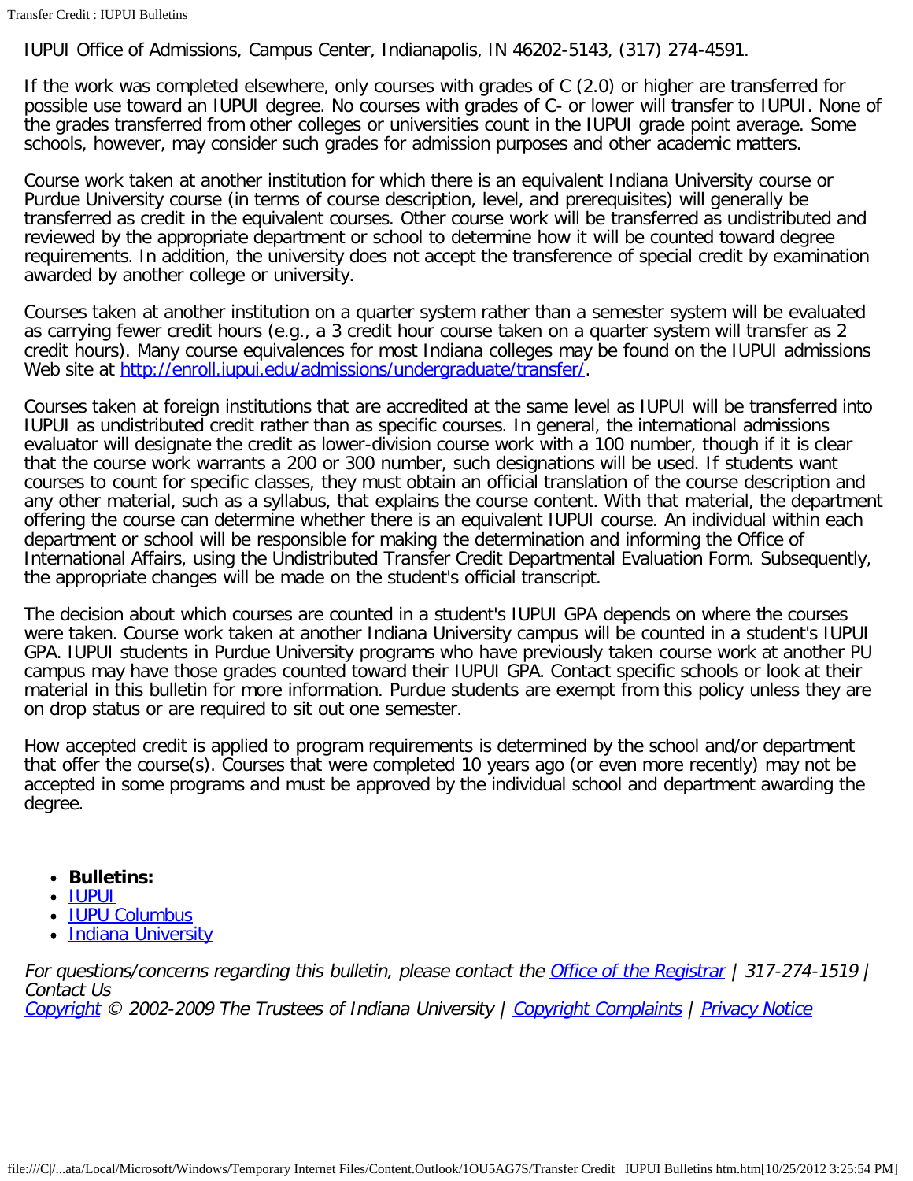IUPUI Office of Admissions, Campus Center, Indianapolis, IN 46202-5143, (317) 274-4591.

If the work was completed elsewhere, only courses with grades of C (2.0) or higher are transferred for possible use toward an IUPUI degree. No courses with grades of C- or lower will transfer to IUPUI. None of the grades transferred from other colleges or universities count in the IUPUI grade point average. Some schools, however, may consider such grades for admission purposes and other academic matters.

Course work taken at another institution for which there is an equivalent Indiana University course or Purdue University course (in terms of course description, level, and prerequisites) will generally be transferred as credit in the equivalent courses. Other course work will be transferred as undistributed and reviewed by the appropriate department or school to determine how it will be counted toward degree requirements. In addition, the university does not accept the transference of special credit by examination awarded by another college or university.

Courses taken at another institution on a quarter system rather than a semester system will be evaluated as carrying fewer credit hours (e.g., a 3 credit hour course taken on a quarter system will transfer as 2 credit hours). Many course equivalences for most Indiana colleges may be found on the IUPUI admissions Web site at [http://enroll.iupui.edu/admissions/undergraduate/transfer/](http://enroll.iupui.edu/admissions/undergraduate/transfer/).

Courses taken at foreign institutions that are accredited at the same level as IUPUI will be transferred into IUPUI as undistributed credit rather than as specific courses. In general, the international admissions evaluator will designate the credit as lower-division course work with a 100 number, though if it is clear that the course work warrants a 200 or 300 number, such designations will be used. If students want courses to count for specific classes, they must obtain an official translation of the course description and any other material, such as a syllabus, that explains the course content. With that material, the department offering the course can determine whether there is an equivalent IUPUI course. An individual within each department or school will be responsible for making the determination and informing the Office of International Affairs, using the Undistributed Transfer Credit Departmental Evaluation Form. Subsequently, the appropriate changes will be made on the student's official transcript.

The decision about which courses are counted in a student's IUPUI GPA depends on where the courses were taken. Course work taken at another Indiana University campus will be counted in a student's IUPUI GPA. IUPUI students in Purdue University programs who have previously taken course work at another PU campus may have those grades counted toward their IUPUI GPA. Contact specific schools or look at their material in this bulletin for more information. Purdue students are exempt from this policy unless they are on drop status or are required to sit out one semester.

How accepted credit is applied to program requirements is determined by the school and/or department that offer the course(s). Courses that were completed 10 years ago (or even more recently) may not be accepted in some programs and must be approved by the individual school and department awarding the degree.

- **Bulletins:**
- [IUPUI](#)
- [IUPU Columbus](#)
- [Indiana University](#)

*For questions/concerns regarding this bulletin, please contact the [Office of the Registrar](#) | 317-274-1519 | Contact Us*
*[Copyright](#) © 2002-2009 The Trustees of Indiana University | [Copyright Complaints](#) | [Privacy Notice](#)*